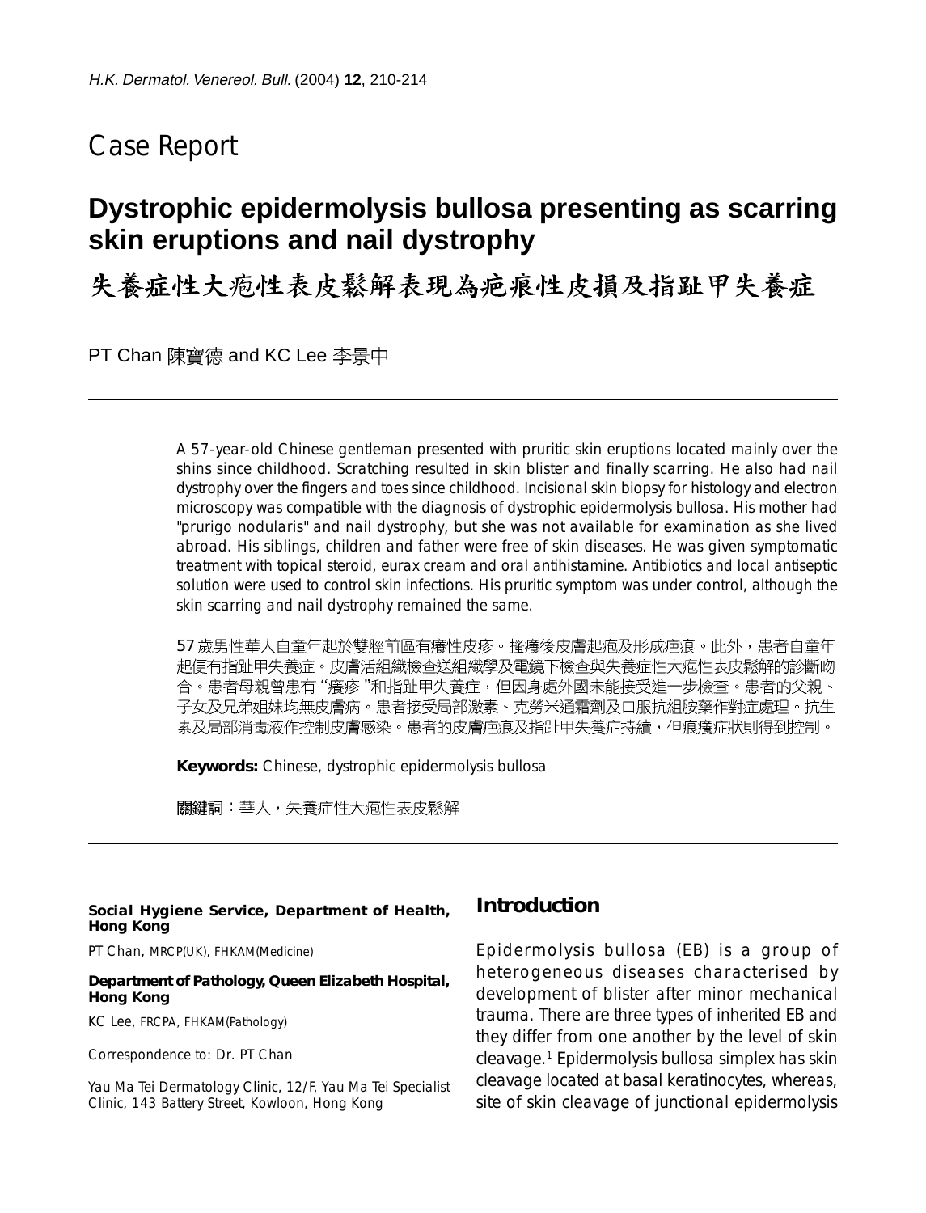# Case Report

## Dystrophic epidermolysis bullosa presenting as scarring skin eruptions and nail dystrophy

## 失養症性大疱性表皮鬆解表現為疤痕性皮損及指趾甲失養症

PT Chan 陳寶德 and KC Lee 李景中

A 57-year-old Chinese gentleman presented with pruritic skin eruptions located mainly over the shins since childhood. Scratching resulted in skin blister and finally scarring. He also had nail dystrophy over the fingers and toes since childhood. Incisional skin biopsy for histology and electron microscopy was compatible with the diagnosis of dystrophic epidermolysis bullosa. His mother had "prurigo nodularis" and nail dystrophy, but she was not available for examination as she lived abroad. His siblings, children and father were free of skin diseases. He was given symptomatic treatment with topical steroid, eurax cream and oral antihistamine. Antibiotics and local antiseptic solution were used to control skin infections. His pruritic symptom was under control, although the skin scarring and nail dystrophy remained the same.

57歲男性華人自童年起於雙脛前區有癢性皮疹。搔癢後皮膚起疱及形成疤痕。此外，患者自童年起便有指趾甲失養症。皮膚活組織檢查送組織學及電鏡下檢查與失養症性大疱性表皮鬆解的診斷吻合。患者母親曾患有"癢疹"和指趾甲失養症，但因身處外國未能接受進一步檢查。患者的父親、子女及兄弟姐妹均無皮膚病。患者接受局部激素、克勞米通霜劑及口服抗組胺藥作對症處理。抗生素及局部消毒液作控制皮膚感染。患者的皮膚疤痕及指趾甲失養症持續，但痕癢症狀則得到控制。

**Keywords:** Chinese, dystrophic epidermolysis bullosa

**關鍵詞**：華人，失養症性大疱性表皮鬆解

**Social Hygiene Service, Department of Health, Hong Kong**

PT Chan, MRCP(UK), FHKAM(Medicine)

**Department of Pathology, Queen Elizabeth Hospital, Hong Kong**

KC Lee, FRCPA, FHKAM(Pathology)

Correspondence to: Dr. PT Chan

Yau Ma Tei Dermatology Clinic, 12/F, Yau Ma Tei Specialist Clinic, 143 Battery Street, Kowloon, Hong Kong

## Introduction

Epidermolysis bullosa (EB) is a group of heterogeneous diseases characterised by development of blister after minor mechanical trauma. There are three types of inherited EB and they differ from one another by the level of skin cleavage.[1] Epidermolysis bullosa simplex has skin cleavage located at basal keratinocytes, whereas, site of skin cleavage of junctional epidermolysis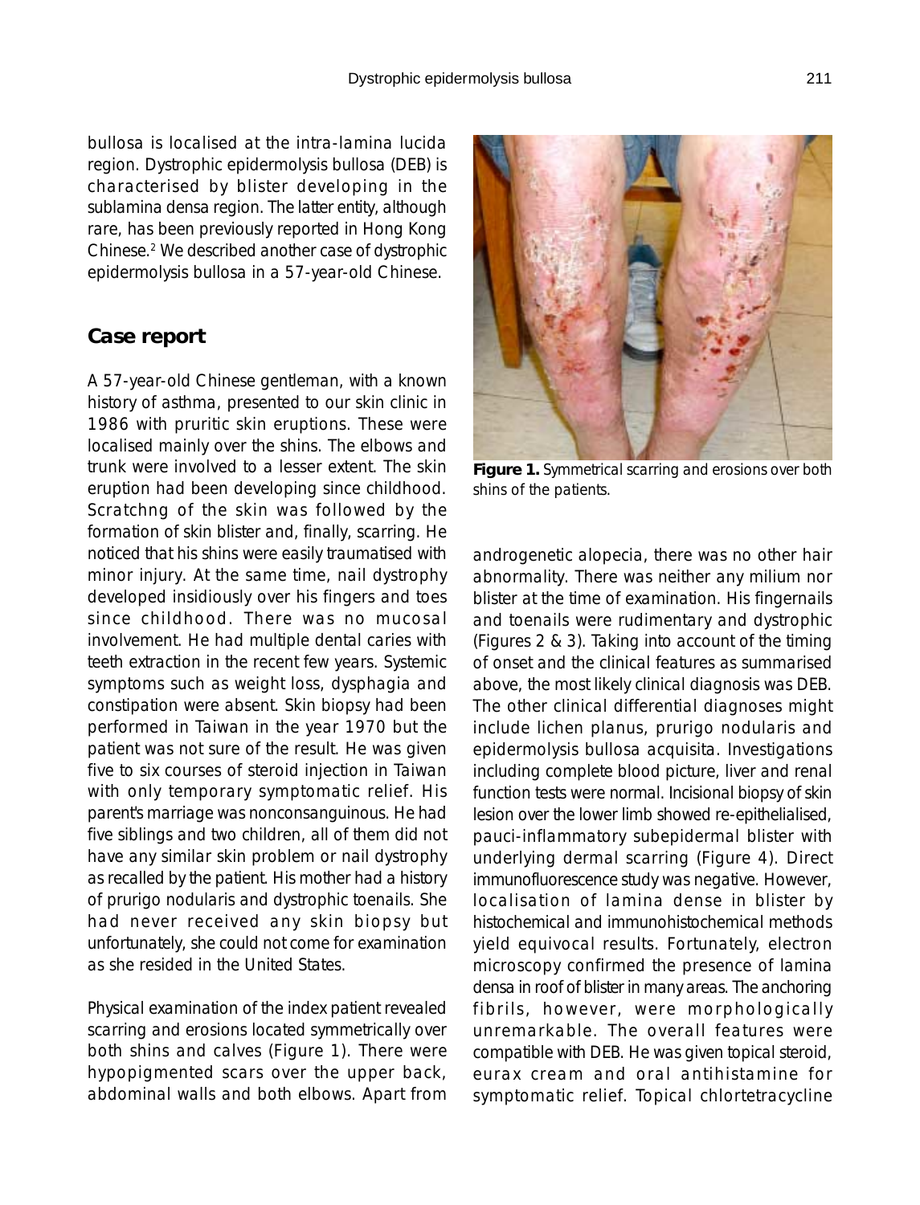bullosa is localised at the intra-lamina lucida region. Dystrophic epidermolysis bullosa (DEB) is characterised by blister developing in the sublamina densa region. The latter entity, although rare, has been previously reported in Hong Kong Chinese.[2] We described another case of dystrophic epidermolysis bullosa in a 57-year-old Chinese.

## Case report

A 57-year-old Chinese gentleman, with a known history of asthma, presented to our skin clinic in 1986 with pruritic skin eruptions. These were localised mainly over the shins. The elbows and trunk were involved to a lesser extent. The skin eruption had been developing since childhood. Scratchng of the skin was followed by the formation of skin blister and, finally, scarring. He noticed that his shins were easily traumatised with minor injury. At the same time, nail dystrophy developed insidiously over his fingers and toes since childhood. There was no mucosal involvement. He had multiple dental caries with teeth extraction in the recent few years. Systemic symptoms such as weight loss, dysphagia and constipation were absent. Skin biopsy had been performed in Taiwan in the year 1970 but the patient was not sure of the result. He was given five to six courses of steroid injection in Taiwan with only temporary symptomatic relief. His parent's marriage was nonconsanguinous. He had five siblings and two children, all of them did not have any similar skin problem or nail dystrophy as recalled by the patient. His mother had a history of prurigo nodularis and dystrophic toenails. She had never received any skin biopsy but unfortunately, she could not come for examination as she resided in the United States.

Physical examination of the index patient revealed scarring and erosions located symmetrically over both shins and calves (Figure 1). There were hypopigmented scars over the upper back, abdominal walls and both elbows. Apart from androgenetic alopecia, there was no other hair abnormality. There was neither any milium nor blister at the time of examination. His fingernails and toenails were rudimentary and dystrophic (Figures 2 & 3). Taking into account of the timing of onset and the clinical features as summarised above, the most likely clinical diagnosis was DEB. The other clinical differential diagnoses might include lichen planus, prurigo nodularis and epidermolysis bullosa acquisita. Investigations including complete blood picture, liver and renal function tests were normal. Incisional biopsy of skin lesion over the lower limb showed re-epithelialised, pauci-inflammatory subepidermal blister with underlying dermal scarring (Figure 4). Direct immunofluorescence study was negative. However, localisation of lamina dense in blister by histochemical and immunohistochemical methods yield equivocal results. Fortunately, electron microscopy confirmed the presence of lamina densa in roof of blister in many areas. The anchoring fibrils, however, were morphologically unremarkable. The overall features were compatible with DEB. He was given topical steroid, eurax cream and oral antihistamine for symptomatic relief. Topical chlortetracycline

**Figure 1.** Symmetrical scarring and erosions over both shins of the patients.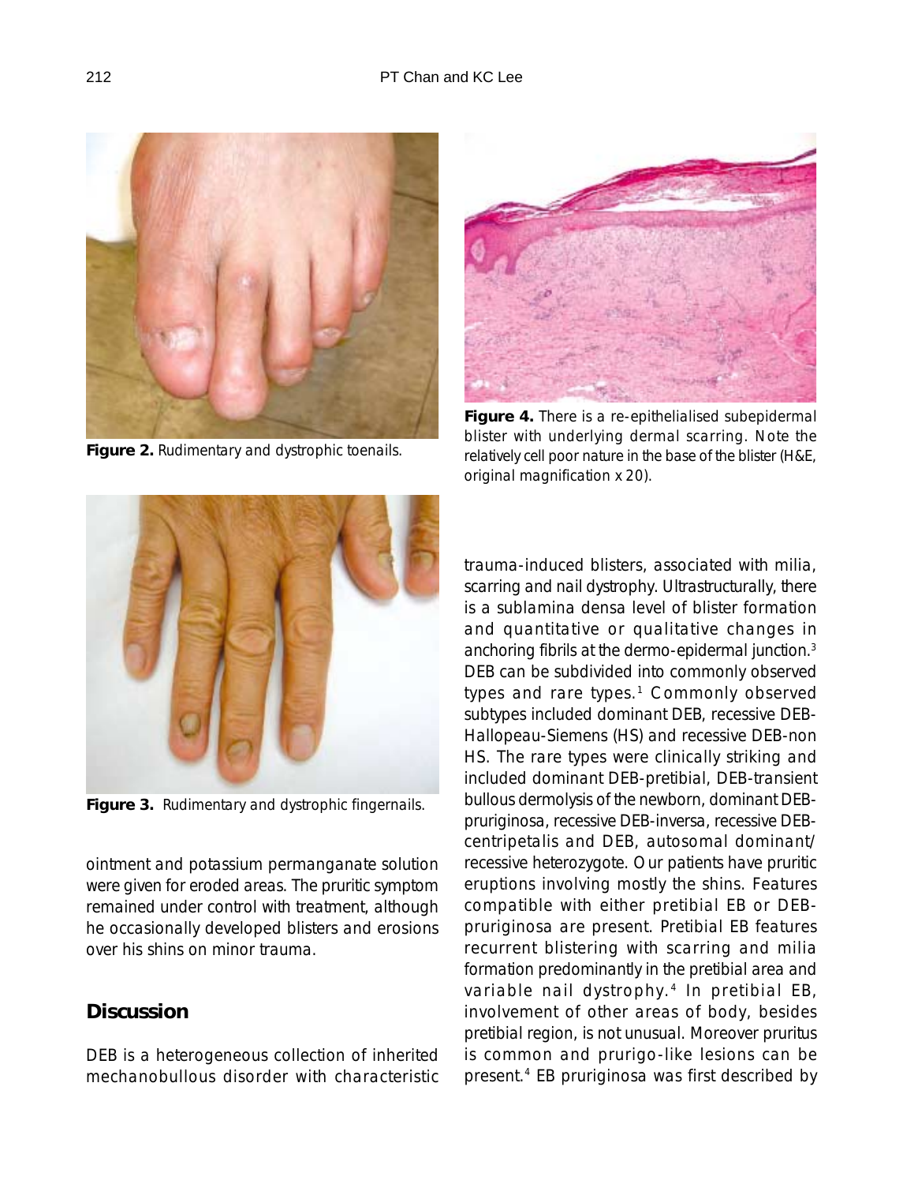Figure 2. Rudimentary and dystrophic toenails.

Figure 4. There is a re-epithelialised subepidermal blister with underlying dermal scarring. Note the relatively cell poor nature in the base of the blister (H&E, original magnification x 20).

Figure 3. Rudimentary and dystrophic fingernails.

ointment and potassium permanganate solution were given for eroded areas. The pruritic symptom remained under control with treatment, although he occasionally developed blisters and erosions over his shins on minor trauma.

## Discussion

DEB is a heterogeneous collection of inherited mechanobullous disorder with characteristic trauma-induced blisters, associated with milia, scarring and nail dystrophy. Ultrastructurally, there is a sublamina densa level of blister formation and quantitative or qualitative changes in anchoring fibrils at the dermo-epidermal junction.[3] DEB can be subdivided into commonly observed types and rare types.[1] Commonly observed subtypes included dominant DEB, recessive DEB-Hallopeau-Siemens (HS) and recessive DEB-non HS. The rare types were clinically striking and included dominant DEB-pretibial, DEB-transient bullous dermolysis of the newborn, dominant DEB-pruriginosa, recessive DEB-inversa, recessive DEB-centripetalis and DEB, autosomal dominant/recessive heterozygote. Our patients have pruritic eruptions involving mostly the shins. Features compatible with either pretibial EB or DEB-pruriginosa are present. Pretibial EB features recurrent blistering with scarring and milia formation predominantly in the pretibial area and variable nail dystrophy.[4] In pretibial EB, involvement of other areas of body, besides pretibial region, is not unusual. Moreover pruritus is common and prurigo-like lesions can be present.[4] EB pruriginosa was first described by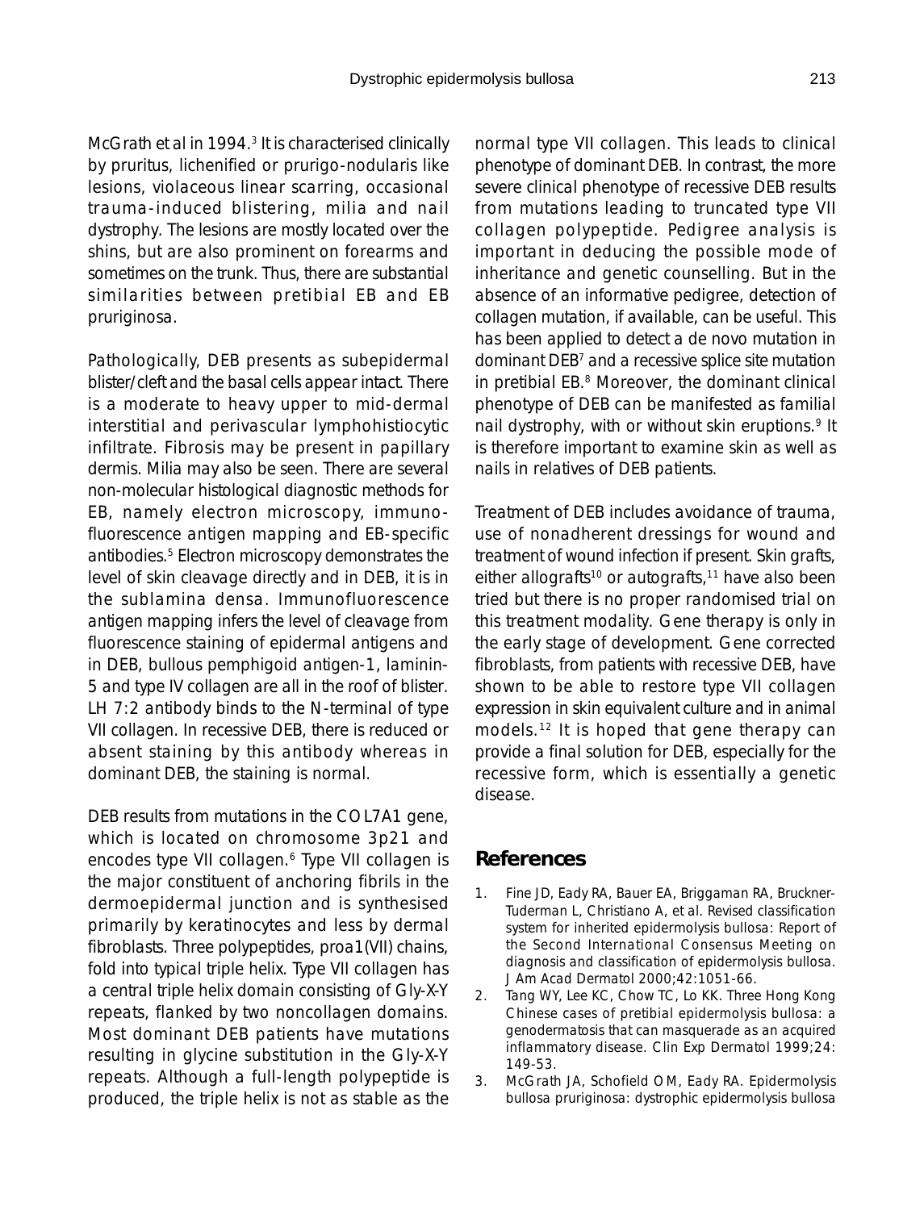McGrath et al in 1994.[3] It is characterised clinically by pruritus, lichenified or prurigo-nodularis like lesions, violaceous linear scarring, occasional trauma-induced blistering, milia and nail dystrophy. The lesions are mostly located over the shins, but are also prominent on forearms and sometimes on the trunk. Thus, there are substantial similarities between pretibial EB and EB pruriginosa.

Pathologically, DEB presents as subepidermal blister/cleft and the basal cells appear intact. There is a moderate to heavy upper to mid-dermal interstitial and perivascular lymphohistiocytic infiltrate. Fibrosis may be present in papillary dermis. Milia may also be seen. There are several non-molecular histological diagnostic methods for EB, namely electron microscopy, immunofluorescence antigen mapping and EB-specific antibodies.[5] Electron microscopy demonstrates the level of skin cleavage directly and in DEB, it is in the sublamina densa. Immunofluorescence antigen mapping infers the level of cleavage from fluorescence staining of epidermal antigens and in DEB, bullous pemphigoid antigen-1, laminin-5 and type IV collagen are all in the roof of blister. LH 7:2 antibody binds to the N-terminal of type VII collagen. In recessive DEB, there is reduced or absent staining by this antibody whereas in dominant DEB, the staining is normal.

DEB results from mutations in the COL7A1 gene, which is located on chromosome 3p21 and encodes type VII collagen.[6] Type VII collagen is the major constituent of anchoring fibrils in the dermoepidermal junction and is synthesised primarily by keratinocytes and less by dermal fibroblasts. Three polypeptides, proa1(VII) chains, fold into typical triple helix. Type VII collagen has a central triple helix domain consisting of Gly-X-Y repeats, flanked by two noncollagen domains. Most dominant DEB patients have mutations resulting in glycine substitution in the Gly-X-Y repeats. Although a full-length polypeptide is produced, the triple helix is not as stable as the normal type VII collagen. This leads to clinical phenotype of dominant DEB. In contrast, the more severe clinical phenotype of recessive DEB results from mutations leading to truncated type VII collagen polypeptide. Pedigree analysis is important in deducing the possible mode of inheritance and genetic counselling. But in the absence of an informative pedigree, detection of collagen mutation, if available, can be useful. This has been applied to detect a de novo mutation in dominant DEB[7] and a recessive splice site mutation in pretibial EB.[8] Moreover, the dominant clinical phenotype of DEB can be manifested as familial nail dystrophy, with or without skin eruptions.[9] It is therefore important to examine skin as well as nails in relatives of DEB patients.

Treatment of DEB includes avoidance of trauma, use of nonadherent dressings for wound and treatment of wound infection if present. Skin grafts, either allografts[10] or autografts,[11] have also been tried but there is no proper randomised trial on this treatment modality. Gene therapy is only in the early stage of development. Gene corrected fibroblasts, from patients with recessive DEB, have shown to be able to restore type VII collagen expression in skin equivalent culture and in animal models.[12] It is hoped that gene therapy can provide a final solution for DEB, especially for the recessive form, which is essentially a genetic disease.

## References

1. Fine JD, Eady RA, Bauer EA, Briggaman RA, Bruckner-Tuderman L, Christiano A, et al. Revised classification system for inherited epidermolysis bullosa: Report of the Second International Consensus Meeting on diagnosis and classification of epidermolysis bullosa. J Am Acad Dermatol 2000;42:1051-66.
2. Tang WY, Lee KC, Chow TC, Lo KK. Three Hong Kong Chinese cases of pretibial epidermolysis bullosa: a genodermatosis that can masquerade as an acquired inflammatory disease. Clin Exp Dermatol 1999;24: 149-53.
3. McGrath JA, Schofield OM, Eady RA. Epidermolysis bullosa pruriginosa: dystrophic epidermolysis bullosa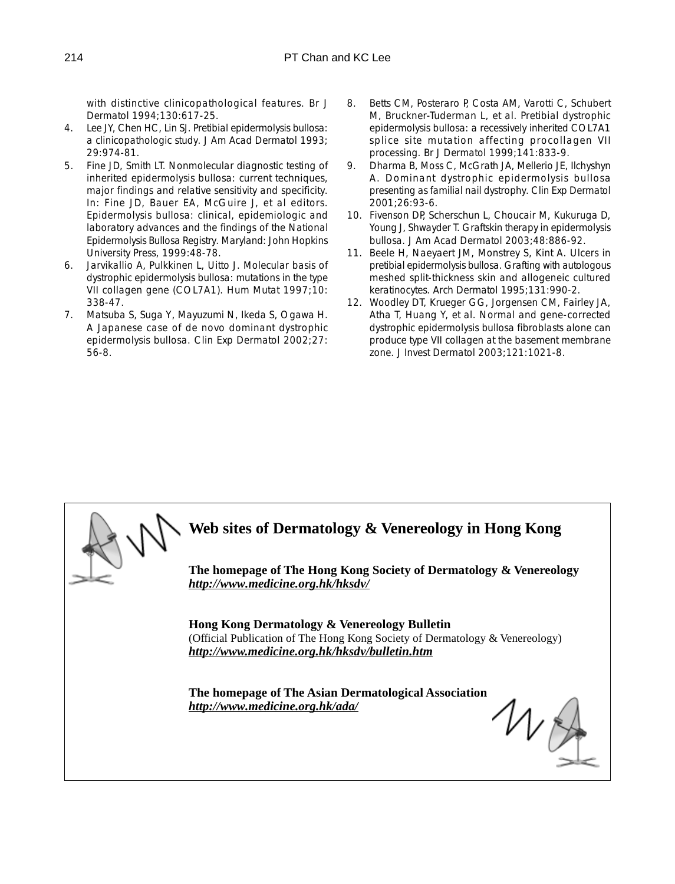with distinctive clinicopathological features. Br J Dermatol 1994;130:617-25.

4. Lee JY, Chen HC, Lin SJ. Pretibial epidermolysis bullosa: a clinicopathologic study. J Am Acad Dermatol 1993; 29:974-81.
5. Fine JD, Smith LT. Nonmolecular diagnostic testing of inherited epidermolysis bullosa: current techniques, major findings and relative sensitivity and specificity. In: Fine JD, Bauer EA, McGuire J, et al editors. Epidermolysis bullosa: clinical, epidemiologic and laboratory advances and the findings of the National Epidermolysis Bullosa Registry. Maryland: John Hopkins University Press, 1999:48-78.
6. Jarvikallio A, Pulkkinen L, Uitto J. Molecular basis of dystrophic epidermolysis bullosa: mutations in the type VII collagen gene (COL7A1). Hum Mutat 1997;10: 338-47.
7. Matsuba S, Suga Y, Mayuzumi N, Ikeda S, Ogawa H. A Japanese case of de novo dominant dystrophic epidermolysis bullosa. Clin Exp Dermatol 2002;27: 56-8.
8. Betts CM, Posteraro P, Costa AM, Varotti C, Schubert M, Bruckner-Tuderman L, et al. Pretibial dystrophic epidermolysis bullosa: a recessively inherited COL7A1 splice site mutation affecting procollagen VII processing. Br J Dermatol 1999;141:833-9.
9. Dharma B, Moss C, McGrath JA, Mellerio JE, Ilchyshyn A. Dominant dystrophic epidermolysis bullosa presenting as familial nail dystrophy. Clin Exp Dermatol 2001;26:93-6.
10. Fivenson DP, Scherschun L, Choucair M, Kukuruga D, Young J, Shwayder T. Graftskin therapy in epidermolysis bullosa. J Am Acad Dermatol 2003;48:886-92.
11. Beele H, Naeyaert JM, Monstrey S, Kint A. Ulcers in pretibial epidermolysis bullosa. Grafting with autologous meshed split-thickness skin and allogeneic cultured keratinocytes. Arch Dermatol 1995;131:990-2.
12. Woodley DT, Krueger GG, Jorgensen CM, Fairley JA, Atha T, Huang Y, et al. Normal and gene-corrected dystrophic epidermolysis bullosa fibroblasts alone can produce type VII collagen at the basement membrane zone. J Invest Dermatol 2003;121:1021-8.

## Web sites of Dermatology & Venereology in Hong Kong

**The homepage of The Hong Kong Society of Dermatology & Venereology**
***http://www.medicine.org.hk/hksdv/***

**Hong Kong Dermatology & Venereology Bulletin**
(Official Publication of The Hong Kong Society of Dermatology & Venereology)
***http://www.medicine.org.hk/hksdv/bulletin.htm***

**The homepage of The Asian Dermatological Association**
***http://www.medicine.org.hk/ada/***